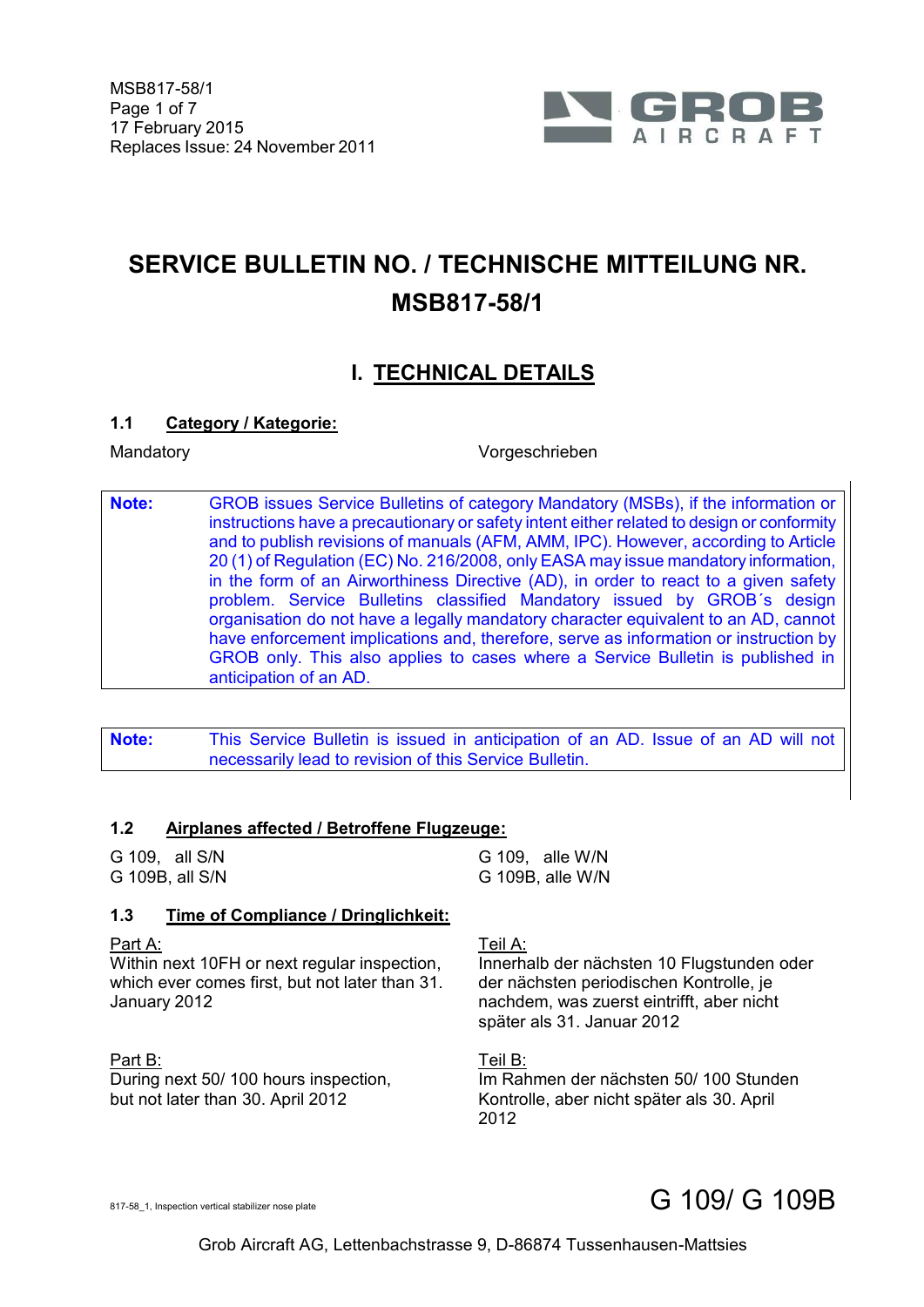MSB817-58/1
17 February 2015
Replaces Issue: 24 November 2011

# SERVICE BULLETIN NO. / TECHNISCHE MITTEILUNG NR. MSB817-58/1

## I. TECHNICAL DETAILS

### 1.1 Category / Kategorie:

Mandatory

Vorgeschrieben

> **Note:** GROB issues Service Bulletins of category Mandatory (MSBs), if the information or instructions have a precautionary or safety intent either related to design or conformity and to publish revisions of manuals (AFM, AMM, IPC). However, according to Article 20 (1) of Regulation (EC) No. 216/2008, only EASA may issue mandatory information, in the form of an Airworthiness Directive (AD), in order to react to a given safety problem. Service Bulletins classified Mandatory issued by GROB´s design organisation do not have a legally mandatory character equivalent to an AD, cannot have enforcement implications and, therefore, serve as information or instruction by GROB only. This also applies to cases where a Service Bulletin is published in anticipation of an AD.

> **Note:** This Service Bulletin is issued in anticipation of an AD. Issue of an AD will not necessarily lead to revision of this Service Bulletin.

### 1.2 Airplanes affected / Betroffene Flugzeuge:

G 109, all S/N
G 109B, all S/N

G 109, alle W/N
G 109B, alle W/N

### 1.3 Time of Compliance / Dringlichkeit:

Part A:
Within next 10FH or next regular inspection, which ever comes first, but not later than 31. January 2012

Teil A:
Innerhalb der nächsten 10 Flugstunden oder der nächsten periodischen Kontrolle, je nachdem, was zuerst eintrifft, aber nicht später als 31. Januar 2012

Part B:
During next 50/ 100 hours inspection, but not later than 30. April 2012

Teil B:
Im Rahmen der nächsten 50/ 100 Stunden Kontrolle, aber nicht später als 30. April 2012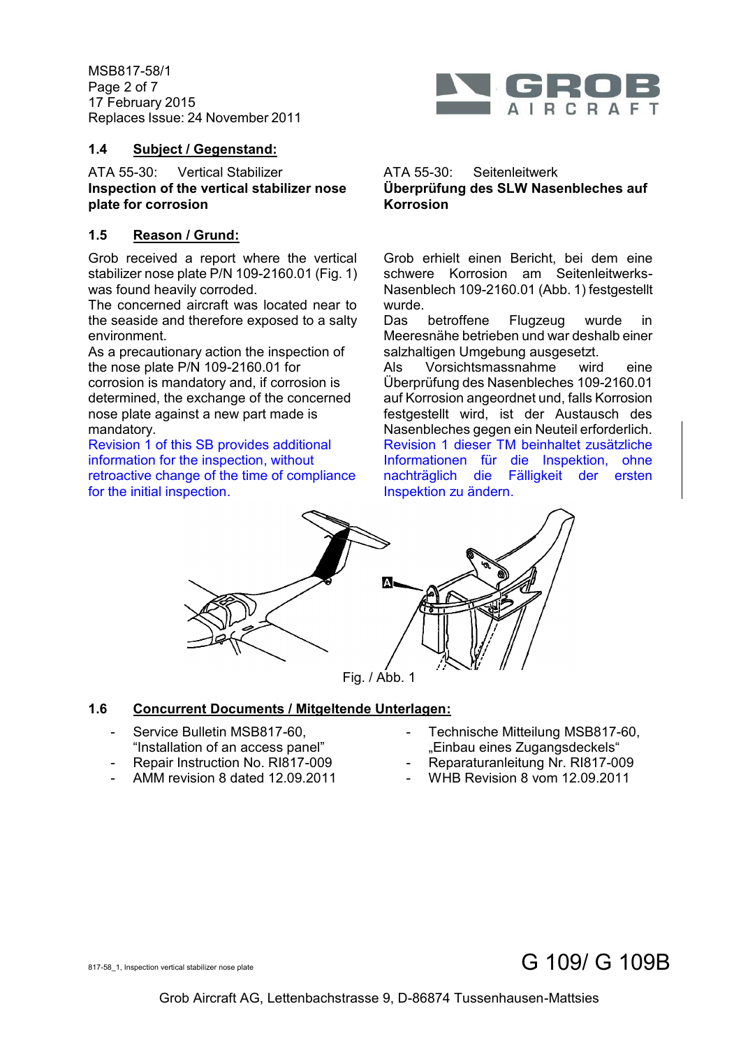## 1.4 Subject / Gegenstand:

ATA 55-30: Vertical Stabilizer
**Inspection of the vertical stabilizer nose plate for corrosion**

ATA 55-30: Seitenleitwerk
**Überprüfung des SLW Nasenbleches auf Korrosion**

## 1.5 Reason / Grund:

Grob received a report where the vertical stabilizer nose plate P/N 109-2160.01 (Fig. 1) was found heavily corroded.
The concerned aircraft was located near to the seaside and therefore exposed to a salty environment.
As a precautionary action the inspection of the nose plate P/N 109-2160.01 for corrosion is mandatory and, if corrosion is determined, the exchange of the concerned nose plate against a new part made is mandatory.
Revision 1 of this SB provides additional information for the inspection, without retroactive change of the time of compliance for the initial inspection.

Grob erhielt einen Bericht, bei dem eine schwere Korrosion am Seitenleitwerks-Nasenblech 109-2160.01 (Abb. 1) festgestellt wurde.
Das betroffene Flugzeug wurde in Meeresnähe betrieben und war deshalb einer salzhaltigen Umgebung ausgesetzt.
Als Vorsichtsmassnahme wird eine Überprüfung des Nasenbleches 109-2160.01 auf Korrosion angeordnet und, falls Korrosion festgestellt wird, ist der Austausch des Nasenbleches gegen ein Neuteil erforderlich.
Revision 1 dieser TM beinhaltet zusätzliche Informationen für die Inspektion, ohne nachträglich die Fälligkeit der ersten Inspektion zu ändern.

Fig. / Abb. 1

## 1.6 Concurrent Documents / Mitgeltende Unterlagen:

- Service Bulletin MSB817-60, “Installation of an access panel”
- Repair Instruction No. RI817-009
- AMM revision 8 dated 12.09.2011

- Technische Mitteilung MSB817-60, „Einbau eines Zugangsdeckels“
- Reparaturanleitung Nr. RI817-009
- WHB Revision 8 vom 12.09.2011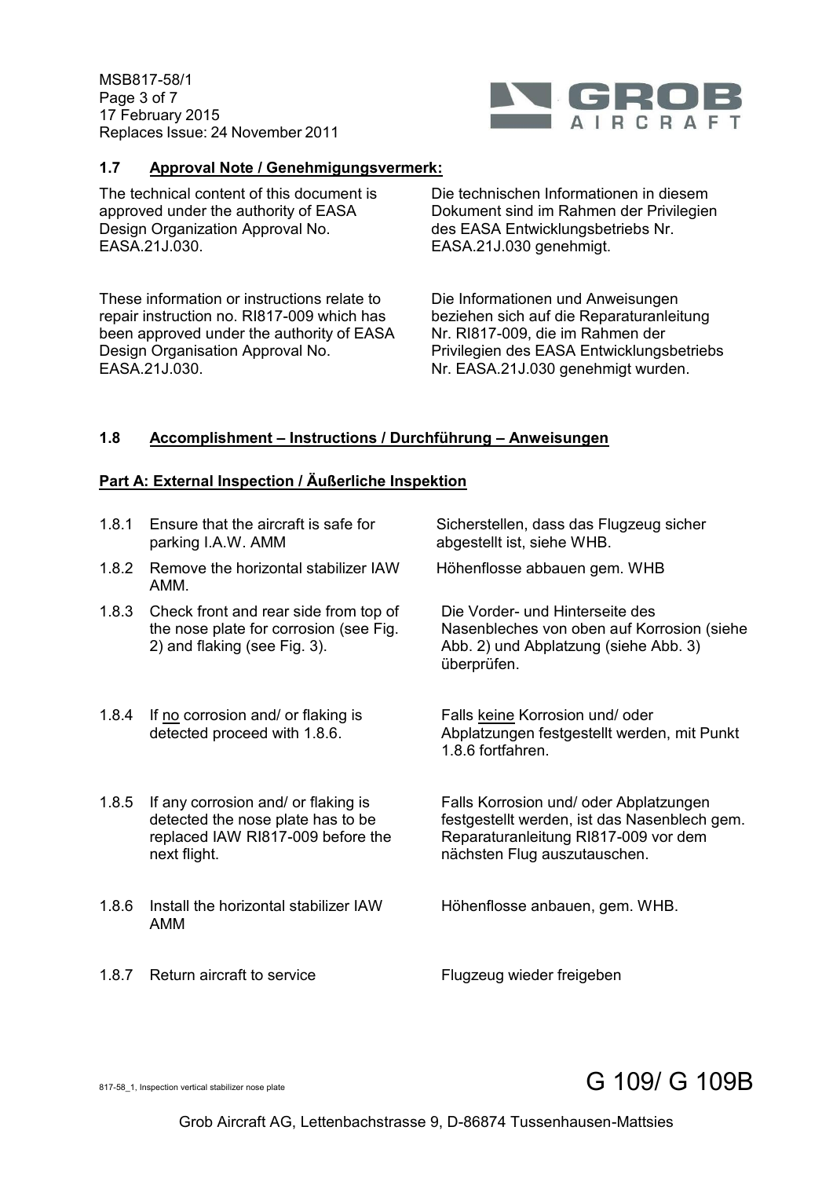### 1.7 Approval Note / Genehmigungsvermerk:

The technical content of this document is approved under the authority of EASA Design Organization Approval No. EASA.21J.030.

Die technischen Informationen in diesem Dokument sind im Rahmen der Privilegien des EASA Entwicklungsbetriebs Nr. EASA.21J.030 genehmigt.

These information or instructions relate to repair instruction no. RI817-009 which has been approved under the authority of EASA Design Organisation Approval No. EASA.21J.030.

Die Informationen und Anweisungen beziehen sich auf die Reparaturanleitung Nr. RI817-009, die im Rahmen der Privilegien des EASA Entwicklungsbetriebs Nr. EASA.21J.030 genehmigt wurden.

### 1.8 Accomplishment – Instructions / Durchführung – Anweisungen

#### Part A: External Inspection / Äußerliche Inspektion

| | | |
|---|---|---|
| 1.8.1 | Ensure that the aircraft is safe for parking I.A.W. AMM | Sicherstellen, dass das Flugzeug sicher abgestellt ist, siehe WHB. |
| 1.8.2 | Remove the horizontal stabilizer IAW AMM. | Höhenflosse abbauen gem. WHB |
| 1.8.3 | Check front and rear side from top of the nose plate for corrosion (see Fig. 2) and flaking (see Fig. 3). | Die Vorder- und Hinterseite des Nasenbleches von oben auf Korrosion (siehe Abb. 2) und Abplatzung (siehe Abb. 3) überprüfen. |
| 1.8.4 | If no corrosion and/ or flaking is detected proceed with 1.8.6. | Falls keine Korrosion und/ oder Abplatzungen festgestellt werden, mit Punkt 1.8.6 fortfahren. |
| 1.8.5 | If any corrosion and/ or flaking is detected the nose plate has to be replaced IAW RI817-009 before the next flight. | Falls Korrosion und/ oder Abplatzungen festgestellt werden, ist das Nasenblech gem. Reparaturanleitung RI817-009 vor dem nächsten Flug auszutauschen. |
| 1.8.6 | Install the horizontal stabilizer IAW AMM | Höhenflosse anbauen, gem. WHB. |
| 1.8.7 | Return aircraft to service | Flugzeug wieder freigeben |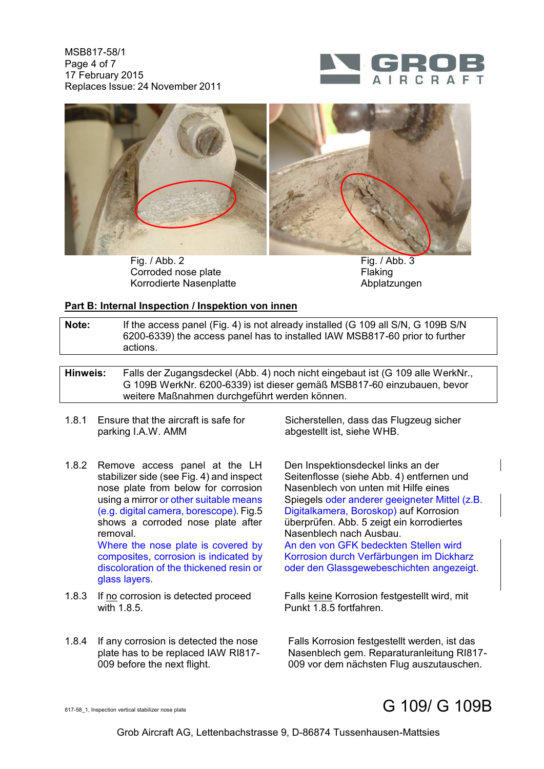Fig. / Abb. 2
Corroded nose plate
Korrodierte Nasenplatte

Fig. / Abb. 3
Flaking
Abplatzungen

**Part B: Internal Inspection / Inspektion von innen**

| **Note:** | If the access panel (Fig. 4) is not already installed (G 109 all S/N, G 109B S/N 6200-6339) the access panel has to installed IAW MSB817-60 prior to further actions. |
|---|---|

| **Hinweis:** | Falls der Zugangsdeckel (Abb. 4) noch nicht eingebaut ist (G 109 alle WerkNr., G 109B WerkNr. 6200-6339) ist dieser gemäß MSB817-60 einzubauen, bevor weitere Maßnahmen durchgeführt werden können. |
|---|---|

| | | |
|---|---|---|
| 1.8.1 | Ensure that the aircraft is safe for parking I.A.W. AMM | Sicherstellen, dass das Flugzeug sicher abgestellt ist, siehe WHB. |
| 1.8.2 | Remove access panel at the LH stabilizer side (see Fig. 4) and inspect nose plate from below for corrosion using a mirror or other suitable means (e.g. digital camera, borescope). Fig.5 shows a corroded nose plate after removal. Where the nose plate is covered by composites, corrosion is indicated by discoloration of the thickened resin or glass layers. | Den Inspektionsdeckel links an der Seitenflosse (siehe Abb. 4) entfernen und Nasenblech von unten mit Hilfe eines Spiegels oder anderer geeigneter Mittel (z.B. Digitalkamera, Boroskop) auf Korrosion überprüfen. Abb. 5 zeigt ein korrodiertes Nasenblech nach Ausbau. An den von GFK bedeckten Stellen wird Korrosion durch Verfärbungen im Dickharz oder den Glassgewebeschichten angezeigt. |
| 1.8.3 | If no corrosion is detected proceed with 1.8.5. | Falls keine Korrosion festgestellt wird, mit Punkt 1.8.5 fortfahren. |
| 1.8.4 | If any corrosion is detected the nose plate has to be replaced IAW RI817-009 before the next flight. | Falls Korrosion festgestellt werden, ist das Nasenblech gem. Reparaturanleitung RI817-009 vor dem nächsten Flug auszutauschen. |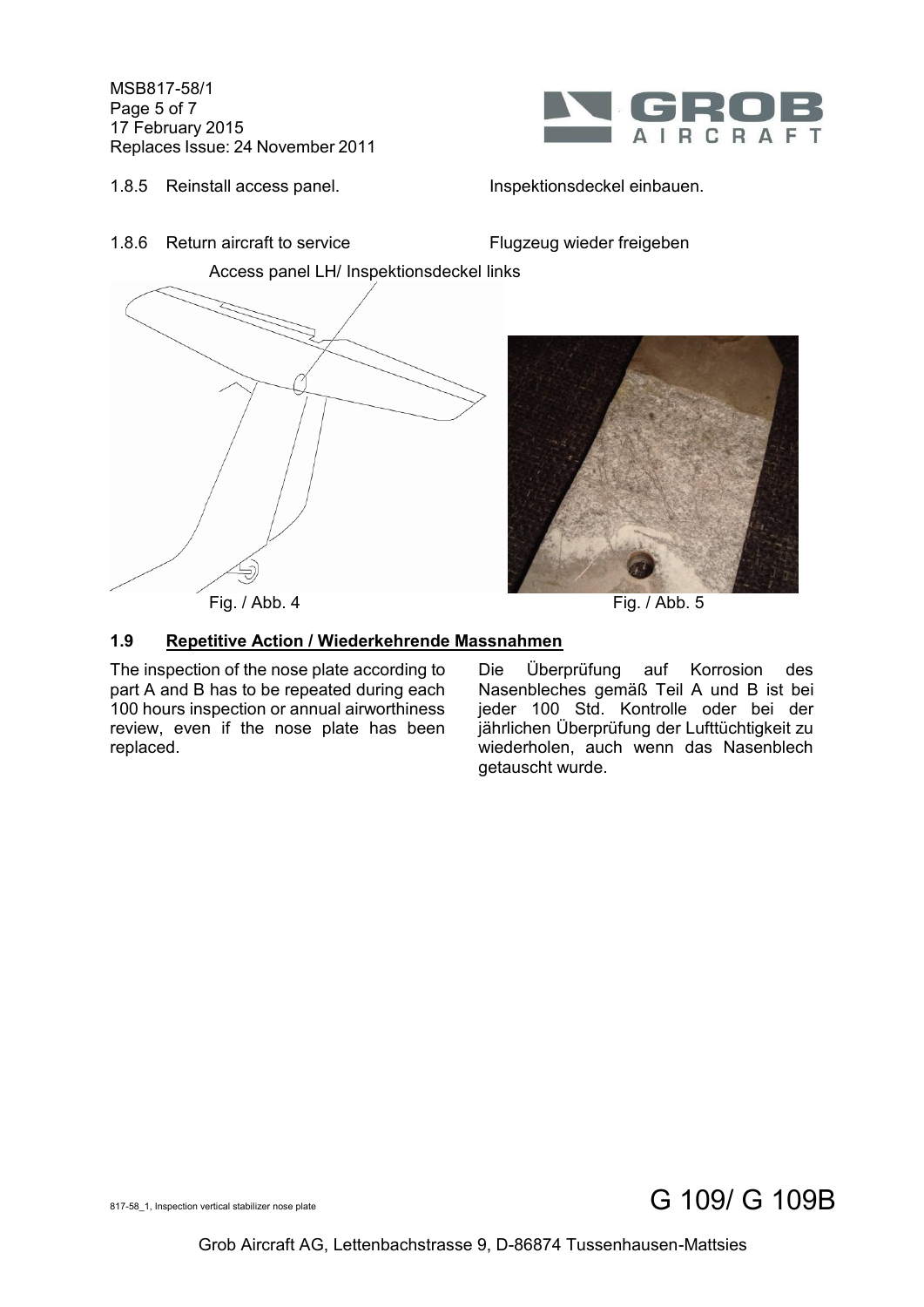1.8.5 Reinstall access panel. Inspektionsdeckel einbauen.

1.8.6 Return aircraft to service Flugzeug wieder freigeben

Access panel LH/ Inspektionsdeckel links

Fig. / Abb. 4

Fig. / Abb. 5

### 1.9 Repetitive Action / Wiederkehrende Massnahmen

The inspection of the nose plate according to part A and B has to be repeated during each 100 hours inspection or annual airworthiness review, even if the nose plate has been replaced.

Die Überprüfung auf Korrosion des Nasenbleches gemäß Teil A und B ist bei jeder 100 Std. Kontrolle oder bei der jährlichen Überprüfung der Lufttüchtigkeit zu wiederholen, auch wenn das Nasenblech getauscht wurde.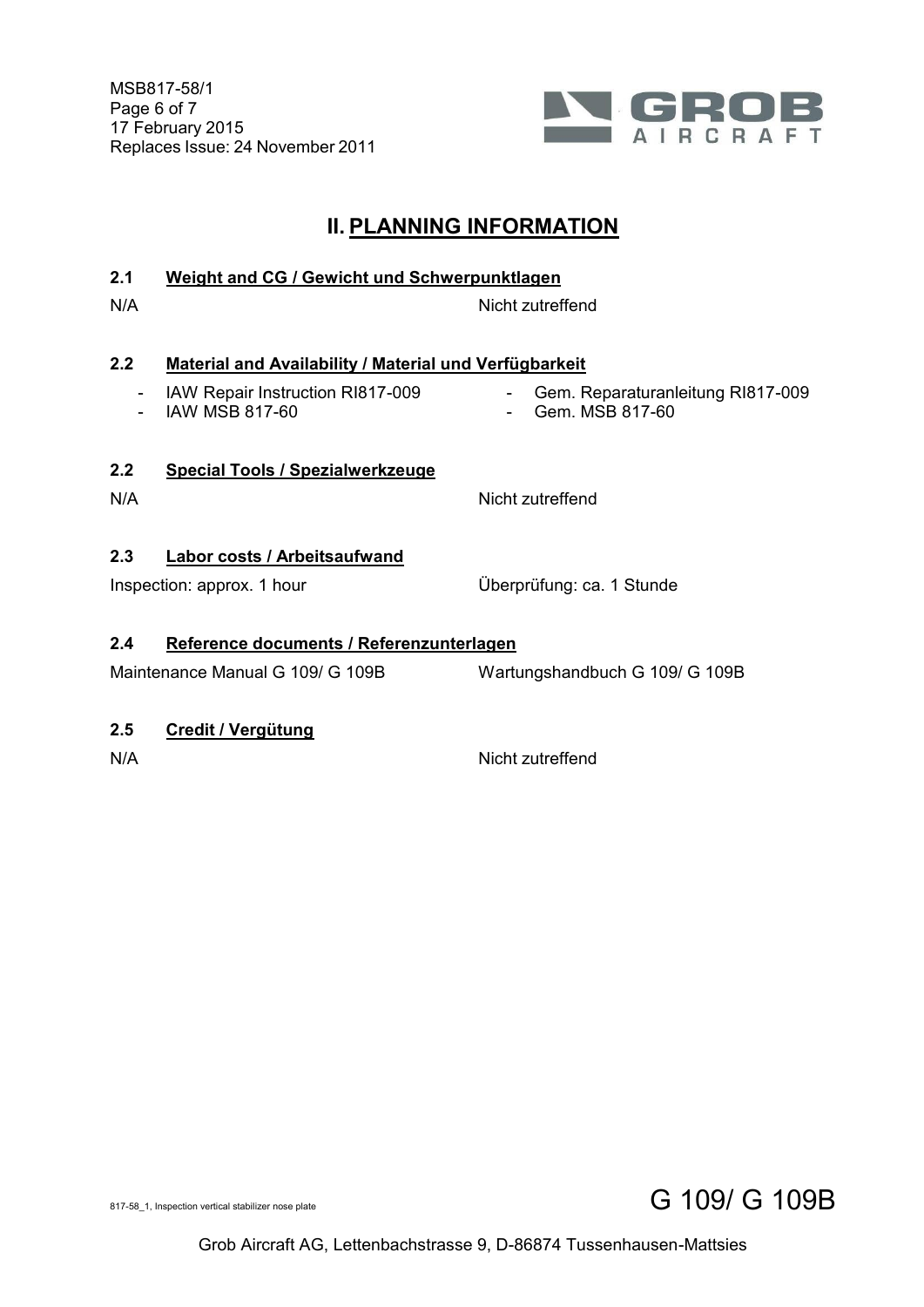## II. PLANNING INFORMATION

### 2.1 Weight and CG / Gewicht und Schwerpunktlagen

N/A — Nicht zutreffend

### 2.2 Material and Availability / Material und Verfügbarkeit

- IAW Repair Instruction RI817-009
- IAW MSB 817-60

- Gem. Reparaturanleitung RI817-009
- Gem. MSB 817-60

### 2.2 Special Tools / Spezialwerkzeuge

N/A — Nicht zutreffend

### 2.3 Labor costs / Arbeitsaufwand

Inspection: approx. 1 hour — Überprüfung: ca. 1 Stunde

### 2.4 Reference documents / Referenzunterlagen

Maintenance Manual G 109/ G 109B — Wartungshandbuch G 109/ G 109B

### 2.5 Credit / Vergütung

N/A — Nicht zutreffend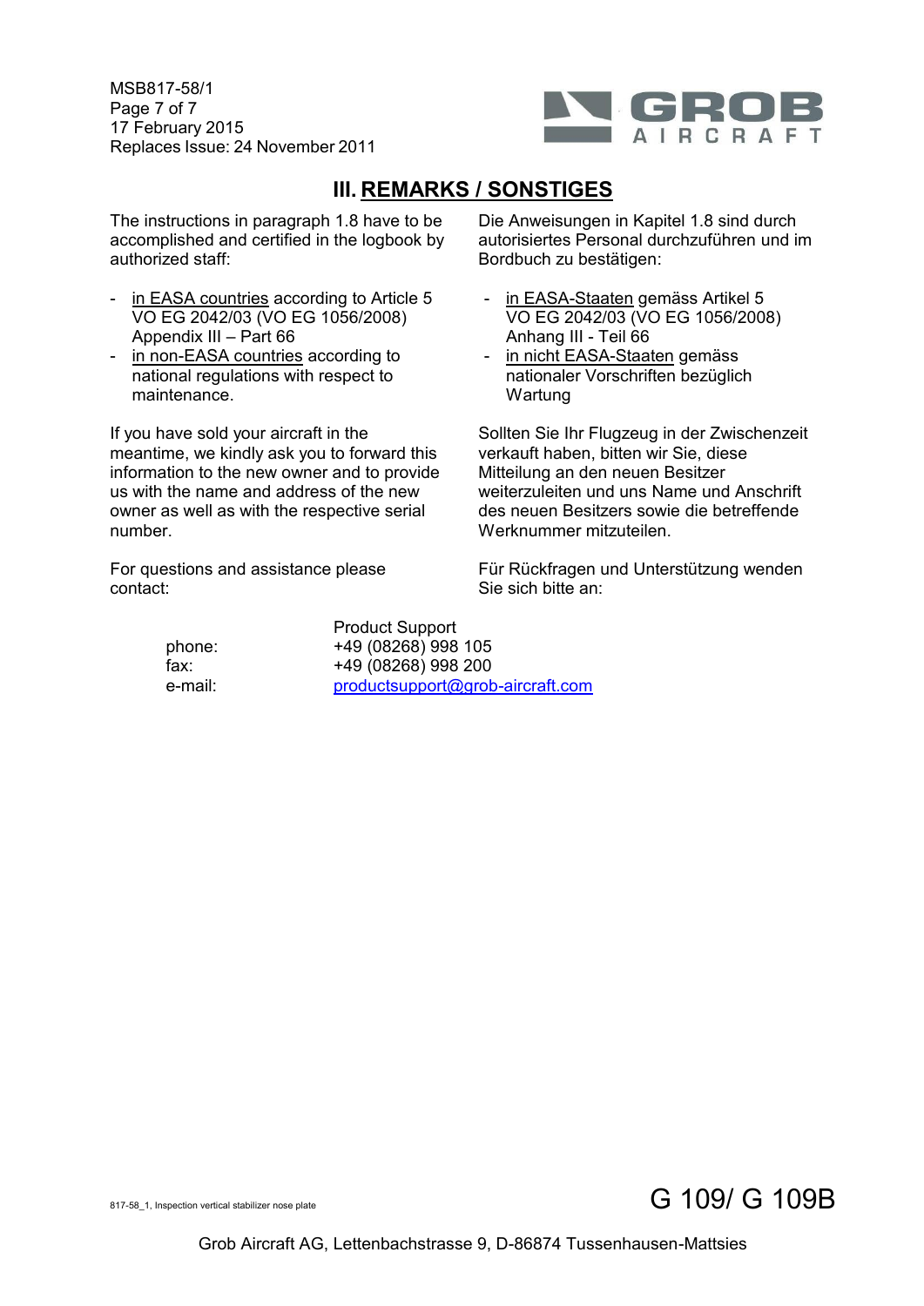## III. REMARKS / SONSTIGES

The instructions in paragraph 1.8 have to be accomplished and certified in the logbook by authorized staff:

- in EASA countries according to Article 5 VO EG 2042/03 (VO EG 1056/2008) Appendix III – Part 66
- in non-EASA countries according to national regulations with respect to maintenance.

Die Anweisungen in Kapitel 1.8 sind durch autorisiertes Personal durchzuführen und im Bordbuch zu bestätigen:

- in EASA-Staaten gemäss Artikel 5 VO EG 2042/03 (VO EG 1056/2008) Anhang III - Teil 66
- in nicht EASA-Staaten gemäss nationaler Vorschriften bezüglich Wartung

If you have sold your aircraft in the meantime, we kindly ask you to forward this information to the new owner and to provide us with the name and address of the new owner as well as with the respective serial number.

Sollten Sie Ihr Flugzeug in der Zwischenzeit verkauft haben, bitten wir Sie, diese Mitteilung an den neuen Besitzer weiterzuleiten und uns Name und Anschrift des neuen Besitzers sowie die betreffende Werknummer mitzuteilen.

For questions and assistance please contact:

Für Rückfragen und Unterstützung wenden Sie sich bitte an:

| | |
|---|---|
| | Product Support |
| phone: | +49 (08268) 998 105 |
| fax: | +49 (08268) 998 200 |
| e-mail: | productsupport@grob-aircraft.com |